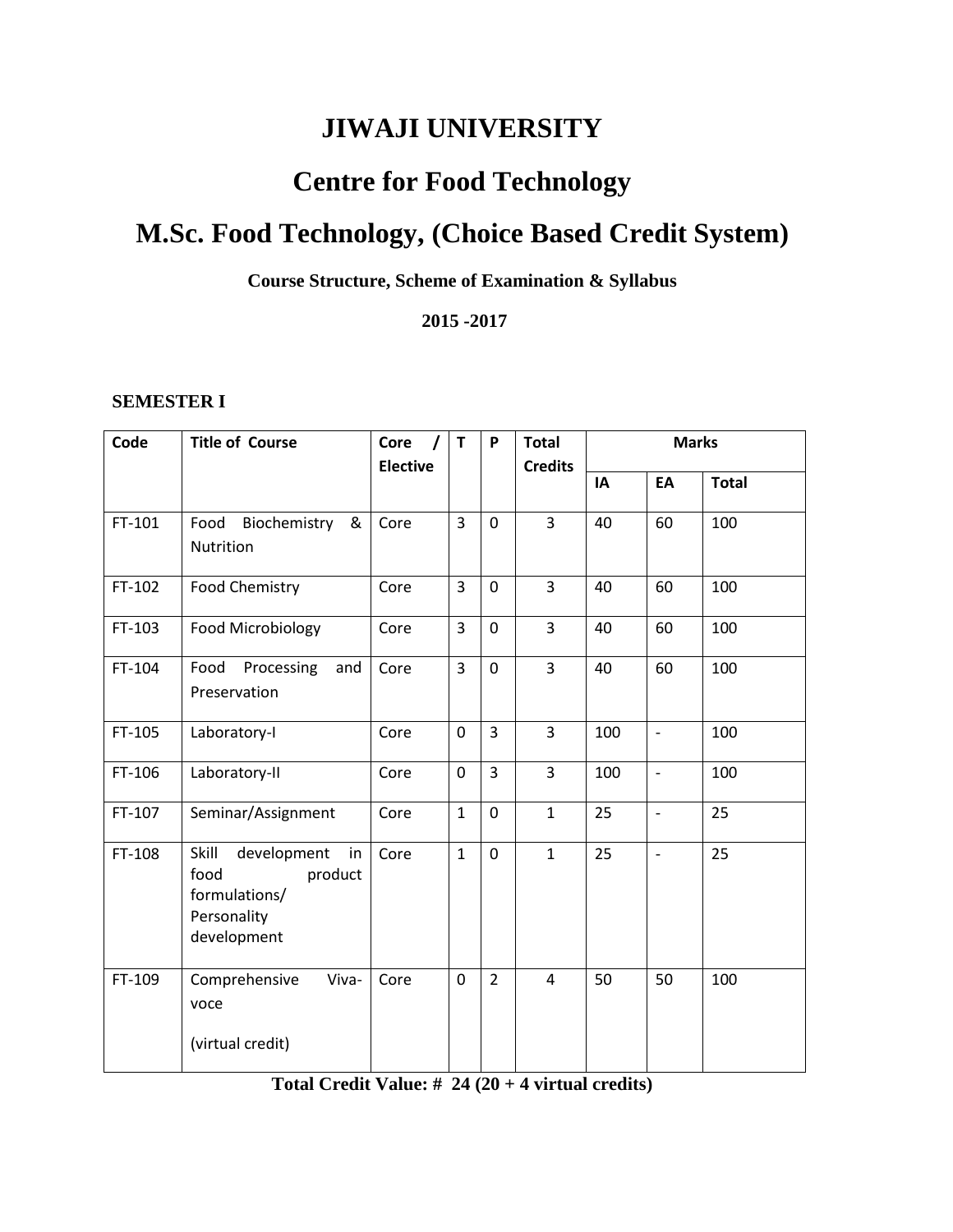# JIWAJI UNIVERSITY

# Centre for Food Technology

# M.Sc. Food Technology, (Choice Based Credit System)

**Course Structure, Scheme of Examination & Syllabus**

**2015 -2017**

**SEMESTER I**

| Code | Title of Course | Core / Elective | T | P | Total Credits | Marks | | |
|---|---|---|---|---|---|---|---|---|
| | | | | | | IA | EA | Total |
| FT-101 | Food Biochemistry & Nutrition | Core | 3 | 0 | 3 | 40 | 60 | 100 |
| FT-102 | Food Chemistry | Core | 3 | 0 | 3 | 40 | 60 | 100 |
| FT-103 | Food Microbiology | Core | 3 | 0 | 3 | 40 | 60 | 100 |
| FT-104 | Food Processing and Preservation | Core | 3 | 0 | 3 | 40 | 60 | 100 |
| FT-105 | Laboratory-I | Core | 0 | 3 | 3 | 100 | - | 100 |
| FT-106 | Laboratory-II | Core | 0 | 3 | 3 | 100 | - | 100 |
| FT-107 | Seminar/Assignment | Core | 1 | 0 | 1 | 25 | - | 25 |
| FT-108 | Skill development in food product formulations/ Personality development | Core | 1 | 0 | 1 | 25 | - | 25 |
| FT-109 | Comprehensive Viva-voce (virtual credit) | Core | 0 | 2 | 4 | 50 | 50 | 100 |

**Total Credit Value: # 24 (20 + 4 virtual credits)**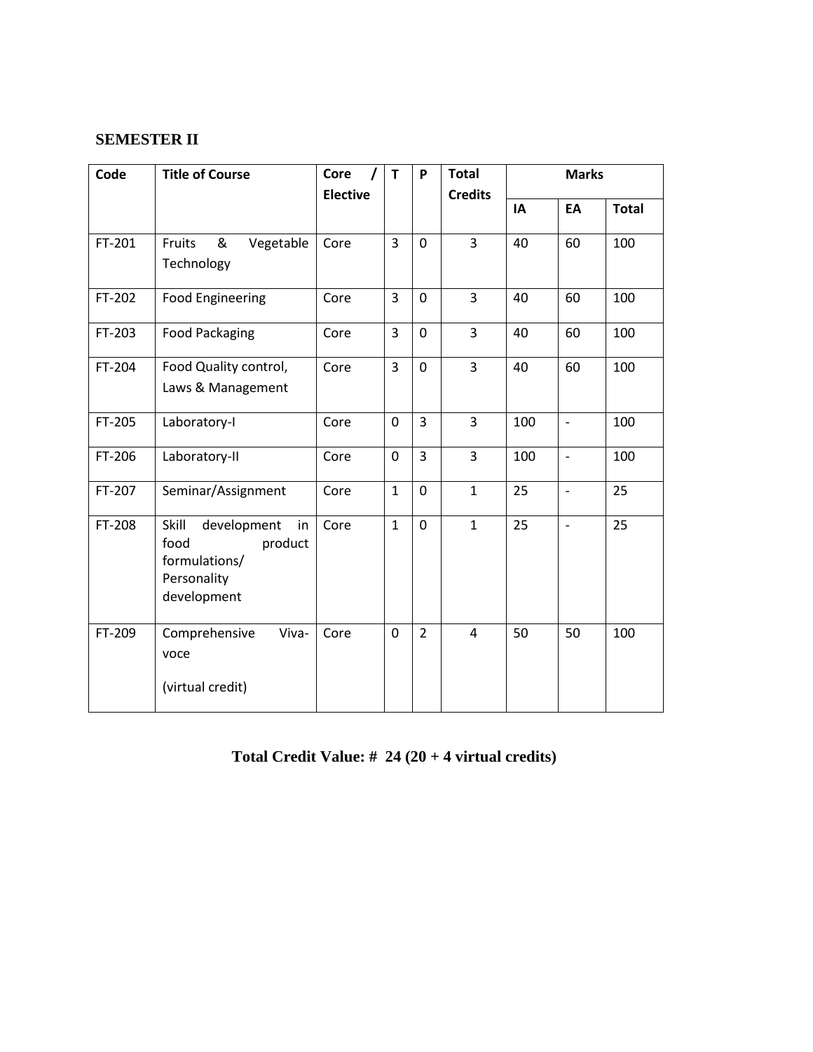## SEMESTER II

| Code | Title of Course | Core / Elective | T | P | Total Credits | Marks | | |
|---|---|---|---|---|---|---|---|---|
| | | | | | | IA | EA | Total |
| FT-201 | Fruits & Vegetable Technology | Core | 3 | 0 | 3 | 40 | 60 | 100 |
| FT-202 | Food Engineering | Core | 3 | 0 | 3 | 40 | 60 | 100 |
| FT-203 | Food Packaging | Core | 3 | 0 | 3 | 40 | 60 | 100 |
| FT-204 | Food Quality control, Laws & Management | Core | 3 | 0 | 3 | 40 | 60 | 100 |
| FT-205 | Laboratory-I | Core | 0 | 3 | 3 | 100 | - | 100 |
| FT-206 | Laboratory-II | Core | 0 | 3 | 3 | 100 | - | 100 |
| FT-207 | Seminar/Assignment | Core | 1 | 0 | 1 | 25 | - | 25 |
| FT-208 | Skill development in food product formulations/ Personality development | Core | 1 | 0 | 1 | 25 | - | 25 |
| FT-209 | Comprehensive Viva-voce (virtual credit) | Core | 0 | 2 | 4 | 50 | 50 | 100 |

**Total Credit Value: # 24 (20 + 4 virtual credits)**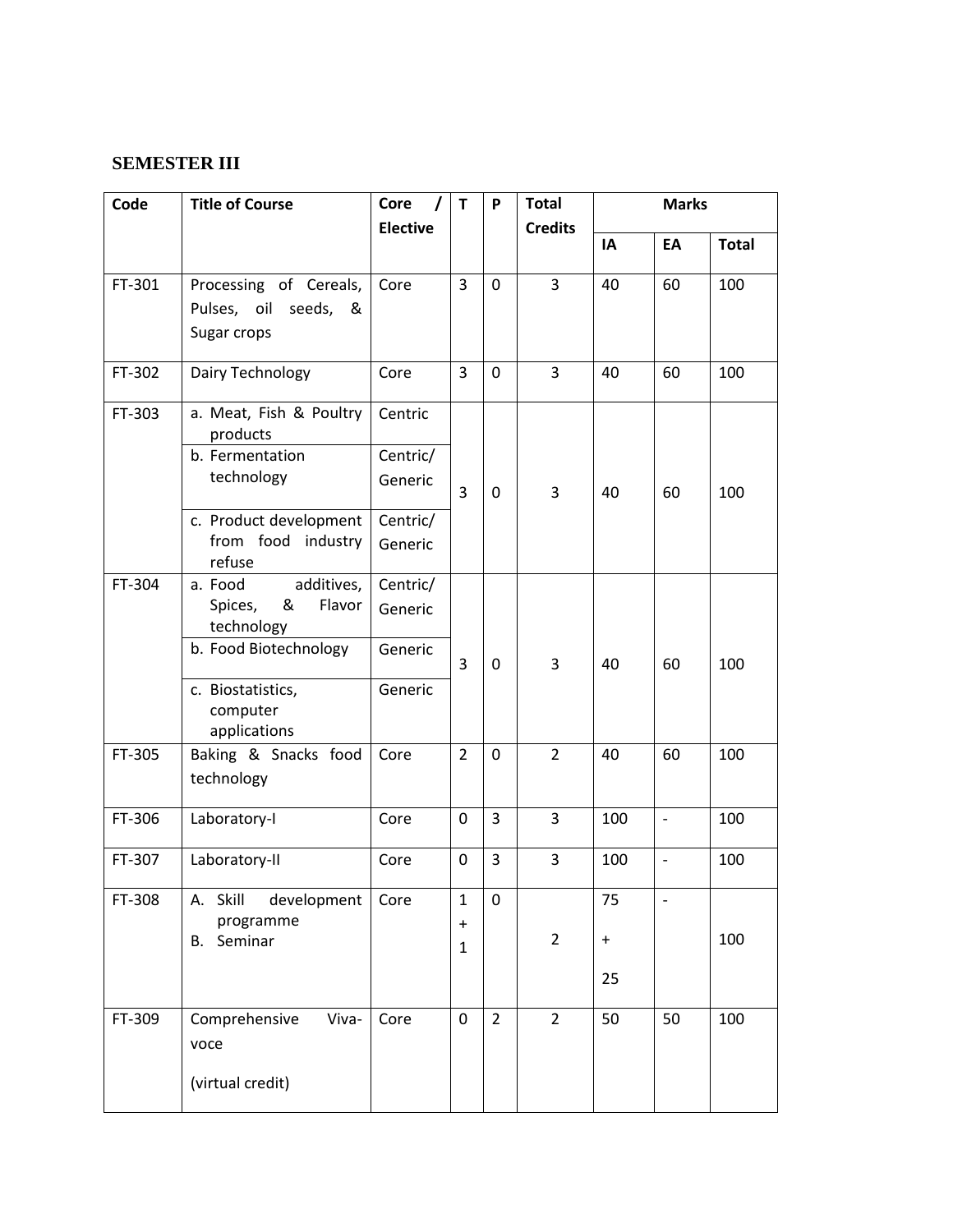## SEMESTER III

| Code | Title of Course | Core / Elective | T | P | Total Credits | Marks | | |
|---|---|---|---|---|---|---|---|---|
| | | | | | | IA | EA | Total |
| FT-301 | Processing of Cereals, Pulses, oil seeds, & Sugar crops | Core | 3 | 0 | 3 | 40 | 60 | 100 |
| FT-302 | Dairy Technology | Core | 3 | 0 | 3 | 40 | 60 | 100 |
| FT-303 | a. Meat, Fish & Poultry products | Centric | 3 | 0 | 3 | 40 | 60 | 100 |
| | b. Fermentation technology | Centric/ Generic | | | | | | |
| | c. Product development from food industry refuse | Centric/ Generic | | | | | | |
| FT-304 | a. Food additives, Spices, & Flavor technology | Centric/ Generic | 3 | 0 | 3 | 40 | 60 | 100 |
| | b. Food Biotechnology | Generic | | | | | | |
| | c. Biostatistics, computer applications | Generic | | | | | | |
| FT-305 | Baking & Snacks food technology | Core | 2 | 0 | 2 | 40 | 60 | 100 |
| FT-306 | Laboratory-I | Core | 0 | 3 | 3 | 100 | - | 100 |
| FT-307 | Laboratory-II | Core | 0 | 3 | 3 | 100 | - | 100 |
| FT-308 | A. Skill development programme<br>B. Seminar | Core | 1 + 1 | 0 | 2 | 75 + 25 | - | 100 |
| FT-309 | Comprehensive Viva-voce<br><br>(virtual credit) | Core | 0 | 2 | 2 | 50 | 50 | 100 |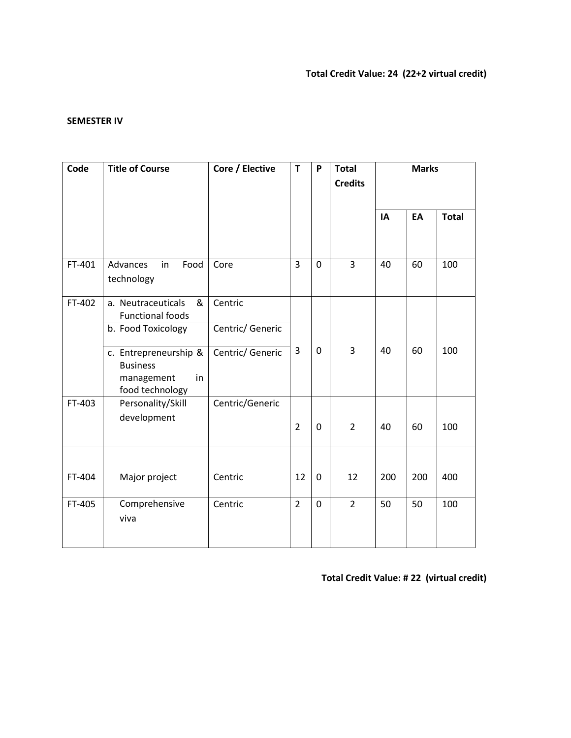**Total Credit Value: 24 (22+2 virtual credit)**

**SEMESTER IV**

| Code | Title of Course | Core / Elective | T | P | Total Credits | Marks | | |
|---|---|---|---|---|---|---|---|---|
| | | | | | | IA | EA | Total |
| FT-401 | Advances in Food technology | Core | 3 | 0 | 3 | 40 | 60 | 100 |
| FT-402 | a. Neutraceuticals & Functional foods | Centric | 3 | 0 | 3 | 40 | 60 | 100 |
| | b. Food Toxicology | Centric/ Generic | | | | | | |
| | c. Entrepreneurship & Business management in food technology | Centric/ Generic | | | | | | |
| FT-403 | Personality/Skill development | Centric/Generic | 2 | 0 | 2 | 40 | 60 | 100 |
| FT-404 | Major project | Centric | 12 | 0 | 12 | 200 | 200 | 400 |
| FT-405 | Comprehensive viva | Centric | 2 | 0 | 2 | 50 | 50 | 100 |

**Total Credit Value: # 22 (virtual credit)**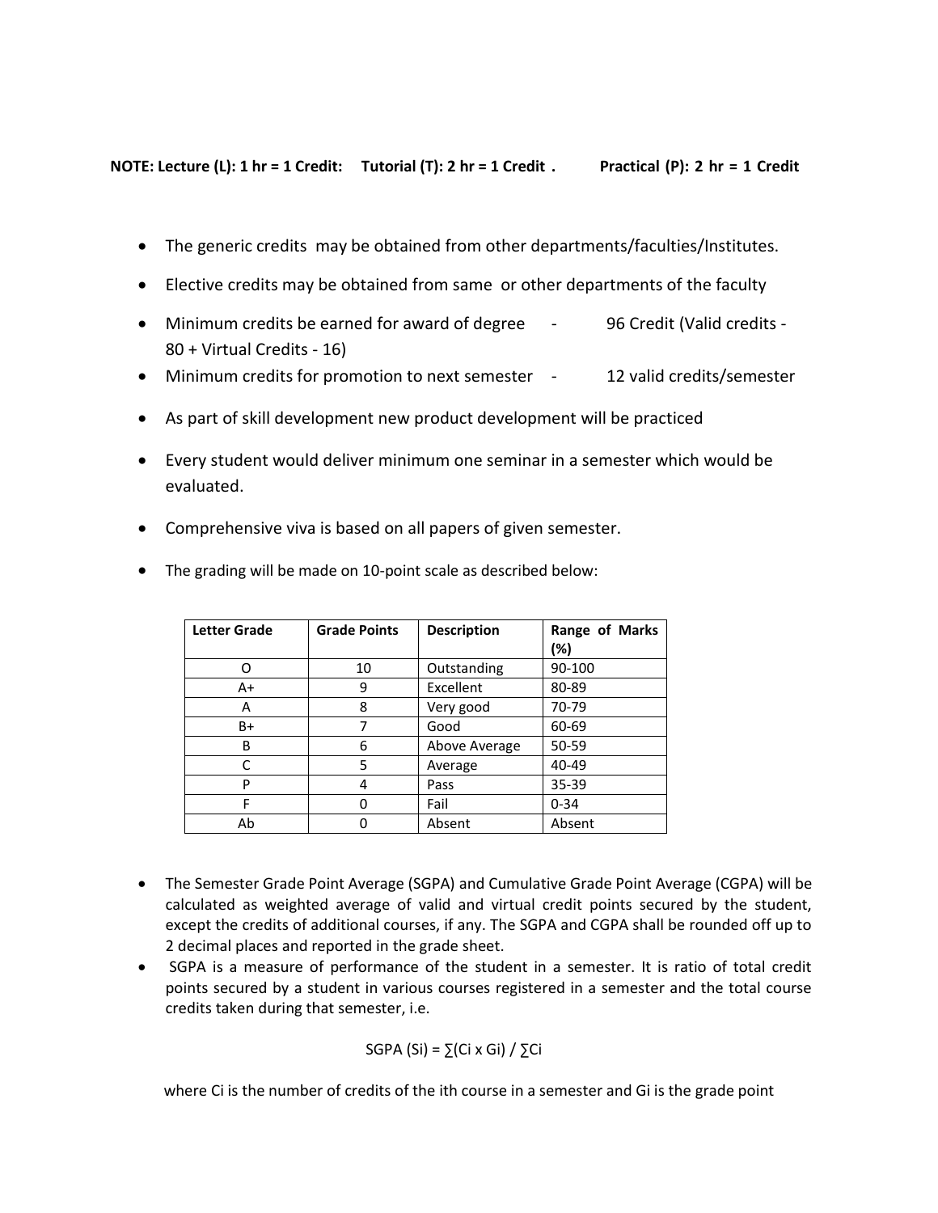**NOTE: Lecture (L): 1 hr = 1 Credit: Tutorial (T): 2 hr = 1 Credit . Practical (P): 2 hr = 1 Credit**

- The generic credits may be obtained from other departments/faculties/Institutes.
- Elective credits may be obtained from same or other departments of the faculty
- Minimum credits be earned for award of degree - 96 Credit (Valid credits - 80 + Virtual Credits - 16)
- Minimum credits for promotion to next semester - 12 valid credits/semester
- As part of skill development new product development will be practiced
- Every student would deliver minimum one seminar in a semester which would be evaluated.
- Comprehensive viva is based on all papers of given semester.
- The grading will be made on 10-point scale as described below:

| Letter Grade | Grade Points | Description | Range of Marks (%) |
|---|---|---|---|
| O | 10 | Outstanding | 90-100 |
| A+ | 9 | Excellent | 80-89 |
| A | 8 | Very good | 70-79 |
| B+ | 7 | Good | 60-69 |
| B | 6 | Above Average | 50-59 |
| C | 5 | Average | 40-49 |
| P | 4 | Pass | 35-39 |
| F | 0 | Fail | 0-34 |
| Ab | 0 | Absent | Absent |

- The Semester Grade Point Average (SGPA) and Cumulative Grade Point Average (CGPA) will be calculated as weighted average of valid and virtual credit points secured by the student, except the credits of additional courses, if any. The SGPA and CGPA shall be rounded off up to 2 decimal places and reported in the grade sheet.
- SGPA is a measure of performance of the student in a semester. It is ratio of total credit points secured by a student in various courses registered in a semester and the total course credits taken during that semester, i.e.

$$SGPA\ (S_i) = \sum(C_i \times G_i) / \sum C_i$$

where $C_i$ is the number of credits of the ith course in a semester and $G_i$ is the grade point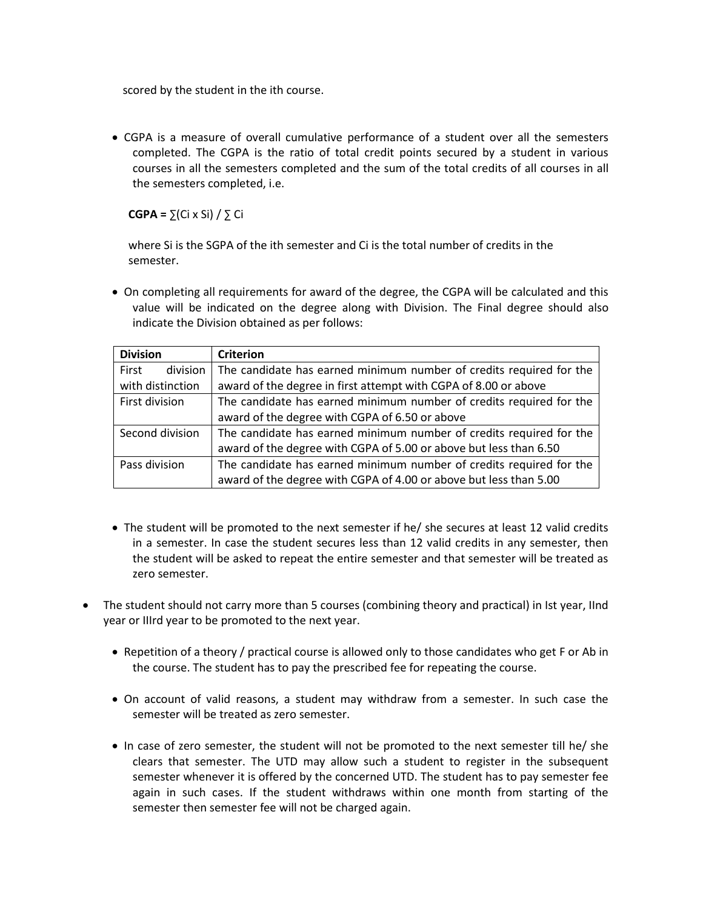scored by the student in the ith course.

- CGPA is a measure of overall cumulative performance of a student over all the semesters completed. The CGPA is the ratio of total credit points secured by a student in various courses in all the semesters completed and the sum of the total credits of all courses in all the semesters completed, i.e.

  **CGPA =** $\sum(C_i \times S_i) / \sum C_i$

  where $S_i$ is the SGPA of the ith semester and $C_i$ is the total number of credits in the semester.

- On completing all requirements for award of the degree, the CGPA will be calculated and this value will be indicated on the degree along with Division. The Final degree should also indicate the Division obtained as per follows:

| **Division** | **Criterion** |
|---|---|
| First division with distinction | The candidate has earned minimum number of credits required for the award of the degree in first attempt with CGPA of 8.00 or above |
| First division | The candidate has earned minimum number of credits required for the award of the degree with CGPA of 6.50 or above |
| Second division | The candidate has earned minimum number of credits required for the award of the degree with CGPA of 5.00 or above but less than 6.50 |
| Pass division | The candidate has earned minimum number of credits required for the award of the degree with CGPA of 4.00 or above but less than 5.00 |

- The student will be promoted to the next semester if he/ she secures at least 12 valid credits in a semester. In case the student secures less than 12 valid credits in any semester, then the student will be asked to repeat the entire semester and that semester will be treated as zero semester.

- The student should not carry more than 5 courses (combining theory and practical) in Ist year, IInd year or IIIrd year to be promoted to the next year.

- Repetition of a theory / practical course is allowed only to those candidates who get F or Ab in the course. The student has to pay the prescribed fee for repeating the course.

- On account of valid reasons, a student may withdraw from a semester. In such case the semester will be treated as zero semester.

- In case of zero semester, the student will not be promoted to the next semester till he/ she clears that semester. The UTD may allow such a student to register in the subsequent semester whenever it is offered by the concerned UTD. The student has to pay semester fee again in such cases. If the student withdraws within one month from starting of the semester then semester fee will not be charged again.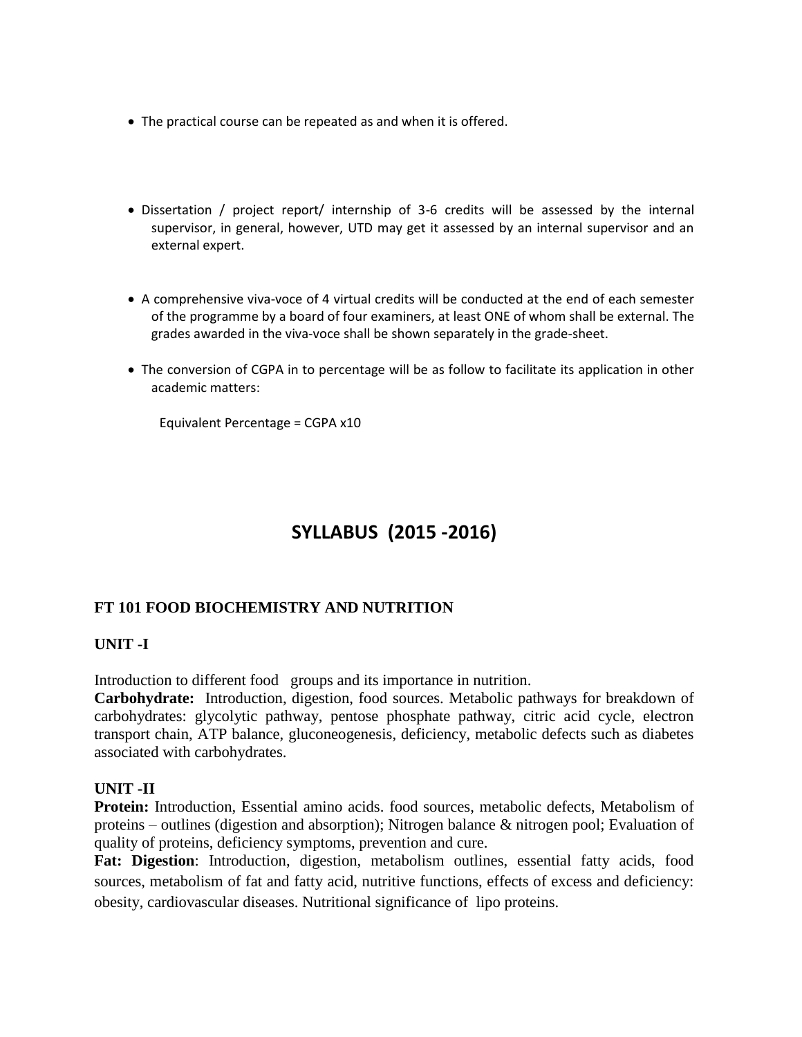- The practical course can be repeated as and when it is offered.

- Dissertation / project report/ internship of 3-6 credits will be assessed by the internal supervisor, in general, however, UTD may get it assessed by an internal supervisor and an external expert.

- A comprehensive viva-voce of 4 virtual credits will be conducted at the end of each semester of the programme by a board of four examiners, at least ONE of whom shall be external. The grades awarded in the viva-voce shall be shown separately in the grade-sheet.

- The conversion of CGPA in to percentage will be as follow to facilitate its application in other academic matters:

  Equivalent Percentage = CGPA x10

# SYLLABUS (2015 -2016)

## FT 101 FOOD BIOCHEMISTRY AND NUTRITION

### UNIT -I

Introduction to different food groups and its importance in nutrition.

**Carbohydrate:** Introduction, digestion, food sources. Metabolic pathways for breakdown of carbohydrates: glycolytic pathway, pentose phosphate pathway, citric acid cycle, electron transport chain, ATP balance, gluconeogenesis, deficiency, metabolic defects such as diabetes associated with carbohydrates.

### UNIT -II

**Protein:** Introduction, Essential amino acids. food sources, metabolic defects, Metabolism of proteins – outlines (digestion and absorption); Nitrogen balance & nitrogen pool; Evaluation of quality of proteins, deficiency symptoms, prevention and cure.

**Fat: Digestion**: Introduction, digestion, metabolism outlines, essential fatty acids, food sources, metabolism of fat and fatty acid, nutritive functions, effects of excess and deficiency: obesity, cardiovascular diseases. Nutritional significance of lipo proteins.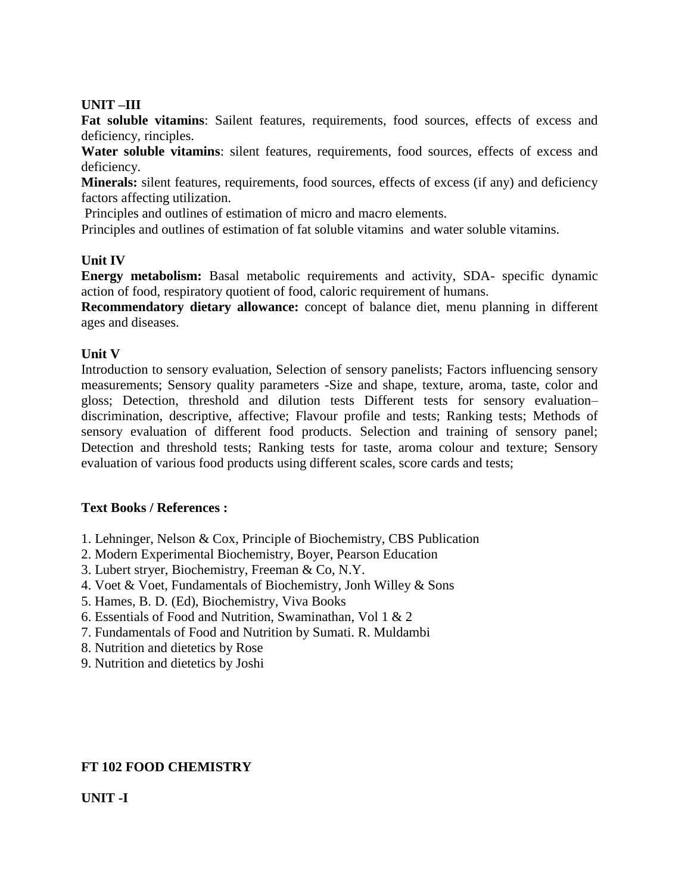**UNIT –III**

**Fat soluble vitamins**: Sailent features, requirements, food sources, effects of excess and deficiency, rinciples.

**Water soluble vitamins**: silent features, requirements, food sources, effects of excess and deficiency.

**Minerals:** silent features, requirements, food sources, effects of excess (if any) and deficiency factors affecting utilization.

Principles and outlines of estimation of micro and macro elements.

Principles and outlines of estimation of fat soluble vitamins and water soluble vitamins.

**Unit IV**

**Energy metabolism:** Basal metabolic requirements and activity, SDA- specific dynamic action of food, respiratory quotient of food, caloric requirement of humans.

**Recommendatory dietary allowance:** concept of balance diet, menu planning in different ages and diseases.

**Unit V**

Introduction to sensory evaluation, Selection of sensory panelists; Factors influencing sensory measurements; Sensory quality parameters -Size and shape, texture, aroma, taste, color and gloss; Detection, threshold and dilution tests Different tests for sensory evaluation– discrimination, descriptive, affective; Flavour profile and tests; Ranking tests; Methods of sensory evaluation of different food products. Selection and training of sensory panel; Detection and threshold tests; Ranking tests for taste, aroma colour and texture; Sensory evaluation of various food products using different scales, score cards and tests;

**Text Books / References :**

1. Lehninger, Nelson & Cox, Principle of Biochemistry, CBS Publication
2. Modern Experimental Biochemistry, Boyer, Pearson Education
3. Lubert stryer, Biochemistry, Freeman & Co, N.Y.
4. Voet & Voet, Fundamentals of Biochemistry, Jonh Willey & Sons
5. Hames, B. D. (Ed), Biochemistry, Viva Books
6. Essentials of Food and Nutrition, Swaminathan, Vol 1 & 2
7. Fundamentals of Food and Nutrition by Sumati. R. Muldambi
8. Nutrition and dietetics by Rose
9. Nutrition and dietetics by Joshi

## FT 102 FOOD CHEMISTRY

**UNIT -I**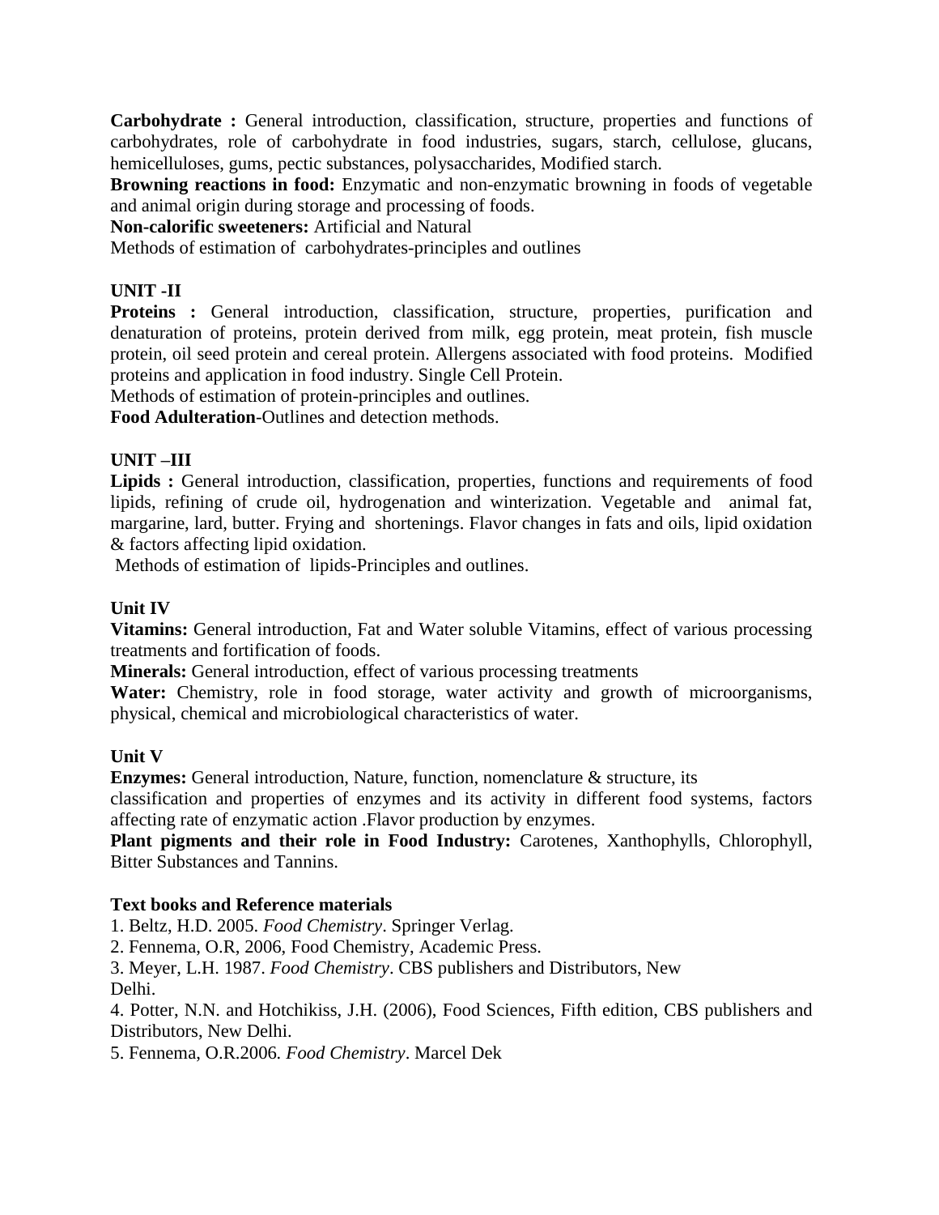**Carbohydrate :** General introduction, classification, structure, properties and functions of carbohydrates, role of carbohydrate in food industries, sugars, starch, cellulose, glucans, hemicelluloses, gums, pectic substances, polysaccharides, Modified starch.

**Browning reactions in food:** Enzymatic and non-enzymatic browning in foods of vegetable and animal origin during storage and processing of foods.

**Non-calorific sweeteners:** Artificial and Natural

Methods of estimation of carbohydrates-principles and outlines

**UNIT -II**

**Proteins :** General introduction, classification, structure, properties, purification and denaturation of proteins, protein derived from milk, egg protein, meat protein, fish muscle protein, oil seed protein and cereal protein. Allergens associated with food proteins. Modified proteins and application in food industry. Single Cell Protein.

Methods of estimation of protein-principles and outlines.

**Food Adulteration**-Outlines and detection methods.

**UNIT –III**

**Lipids :** General introduction, classification, properties, functions and requirements of food lipids, refining of crude oil, hydrogenation and winterization. Vegetable and animal fat, margarine, lard, butter. Frying and shortenings. Flavor changes in fats and oils, lipid oxidation & factors affecting lipid oxidation.

Methods of estimation of lipids-Principles and outlines.

**Unit IV**

**Vitamins:** General introduction, Fat and Water soluble Vitamins, effect of various processing treatments and fortification of foods.

**Minerals:** General introduction, effect of various processing treatments

**Water:** Chemistry, role in food storage, water activity and growth of microorganisms, physical, chemical and microbiological characteristics of water.

**Unit V**

**Enzymes:** General introduction, Nature, function, nomenclature & structure, its classification and properties of enzymes and its activity in different food systems, factors affecting rate of enzymatic action .Flavor production by enzymes.

**Plant pigments and their role in Food Industry:** Carotenes, Xanthophylls, Chlorophyll, Bitter Substances and Tannins.

**Text books and Reference materials**

1. Beltz, H.D. 2005. *Food Chemistry*. Springer Verlag.
2. Fennema, O.R, 2006, Food Chemistry, Academic Press.
3. Meyer, L.H. 1987. *Food Chemistry*. CBS publishers and Distributors, New Delhi.
4. Potter, N.N. and Hotchikiss, J.H. (2006), Food Sciences, Fifth edition, CBS publishers and Distributors, New Delhi.
5. Fennema, O.R.2006. *Food Chemistry*. Marcel Dek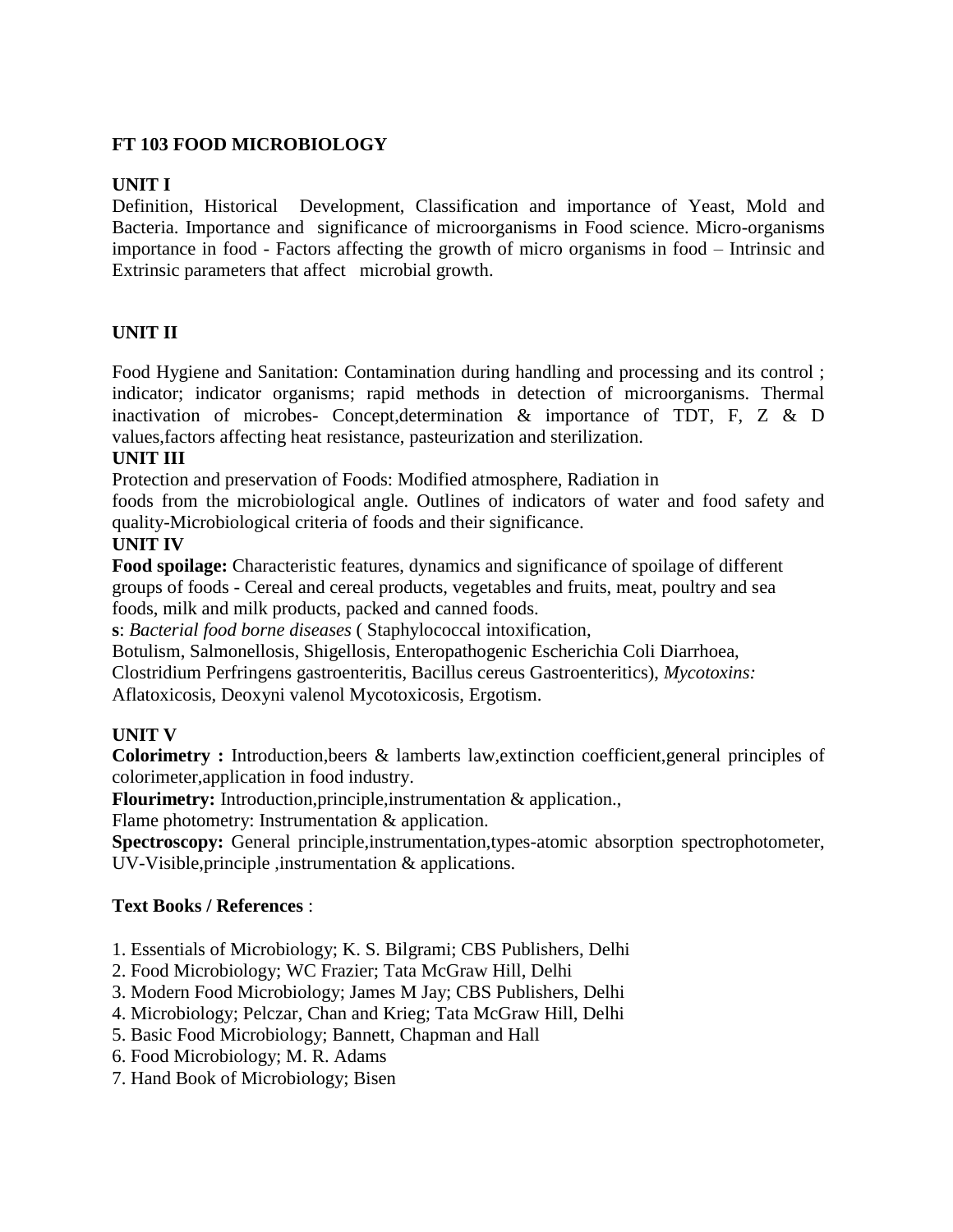## FT 103 FOOD MICROBIOLOGY

### UNIT I

Definition, Historical Development, Classification and importance of Yeast, Mold and Bacteria. Importance and significance of microorganisms in Food science. Micro-organisms importance in food - Factors affecting the growth of micro organisms in food – Intrinsic and Extrinsic parameters that affect microbial growth.

### UNIT II

Food Hygiene and Sanitation: Contamination during handling and processing and its control ; indicator; indicator organisms; rapid methods in detection of microorganisms. Thermal inactivation of microbes- Concept,determination & importance of TDT, F, Z & D values,factors affecting heat resistance, pasteurization and sterilization.

### UNIT III

Protection and preservation of Foods: Modified atmosphere, Radiation in foods from the microbiological angle. Outlines of indicators of water and food safety and quality-Microbiological criteria of foods and their significance.

### UNIT IV

**Food spoilage:** Characteristic features, dynamics and significance of spoilage of different groups of foods - Cereal and cereal products, vegetables and fruits, meat, poultry and sea foods, milk and milk products, packed and canned foods.

**s**: *Bacterial food borne diseases* ( Staphylococcal intoxification,
Botulism, Salmonellosis, Shigellosis, Enteropathogenic Escherichia Coli Diarrhoea,
Clostridium Perfringens gastroenteritis, Bacillus cereus Gastroenteritics), *Mycotoxins:*
Aflatoxicosis, Deoxyni valenol Mycotoxicosis, Ergotism.

### UNIT V

**Colorimetry :** Introduction,beers & lamberts law,extinction coefficient,general principles of colorimeter,application in food industry.

**Flourimetry:** Introduction,principle,instrumentation & application.,

Flame photometry: Instrumentation & application.

**Spectroscopy:** General principle,instrumentation,types-atomic absorption spectrophotometer, UV-Visible,principle ,instrumentation & applications.

### Text Books / References :

1. Essentials of Microbiology; K. S. Bilgrami; CBS Publishers, Delhi
2. Food Microbiology; WC Frazier; Tata McGraw Hill, Delhi
3. Modern Food Microbiology; James M Jay; CBS Publishers, Delhi
4. Microbiology; Pelczar, Chan and Krieg; Tata McGraw Hill, Delhi
5. Basic Food Microbiology; Bannett, Chapman and Hall
6. Food Microbiology; M. R. Adams
7. Hand Book of Microbiology; Bisen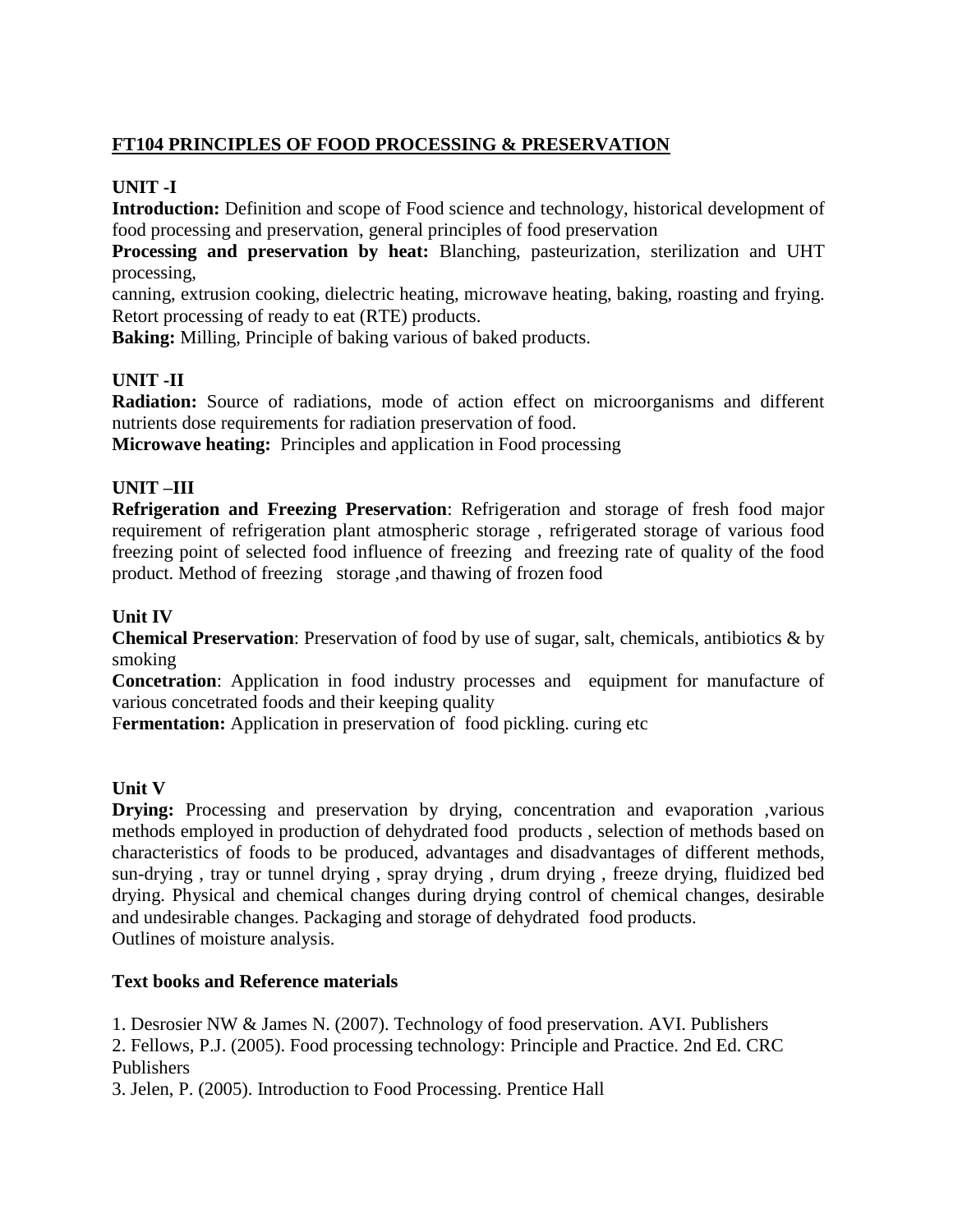## FT104 PRINCIPLES OF FOOD PROCESSING & PRESERVATION

### UNIT -I

**Introduction:** Definition and scope of Food science and technology, historical development of food processing and preservation, general principles of food preservation

**Processing and preservation by heat:** Blanching, pasteurization, sterilization and UHT processing,
canning, extrusion cooking, dielectric heating, microwave heating, baking, roasting and frying. Retort processing of ready to eat (RTE) products.

**Baking:** Milling, Principle of baking various of baked products.

### UNIT -II

**Radiation:** Source of radiations, mode of action effect on microorganisms and different nutrients dose requirements for radiation preservation of food.

**Microwave heating:** Principles and application in Food processing

### UNIT –III

**Refrigeration and Freezing Preservation**: Refrigeration and storage of fresh food major requirement of refrigeration plant atmospheric storage , refrigerated storage of various food freezing point of selected food influence of freezing and freezing rate of quality of the food product. Method of freezing storage ,and thawing of frozen food

### Unit IV

**Chemical Preservation**: Preservation of food by use of sugar, salt, chemicals, antibiotics & by smoking

**Concetration**: Application in food industry processes and equipment for manufacture of various concetrated foods and their keeping quality

F**ermentation:** Application in preservation of food pickling. curing etc

### Unit V

**Drying:** Processing and preservation by drying, concentration and evaporation ,various methods employed in production of dehydrated food products , selection of methods based on characteristics of foods to be produced, advantages and disadvantages of different methods, sun-drying , tray or tunnel drying , spray drying , drum drying , freeze drying, fluidized bed drying. Physical and chemical changes during drying control of chemical changes, desirable and undesirable changes. Packaging and storage of dehydrated food products.
Outlines of moisture analysis.

### Text books and Reference materials

1. Desrosier NW & James N. (2007). Technology of food preservation. AVI. Publishers
2. Fellows, P.J. (2005). Food processing technology: Principle and Practice. 2nd Ed. CRC Publishers
3. Jelen, P. (2005). Introduction to Food Processing. Prentice Hall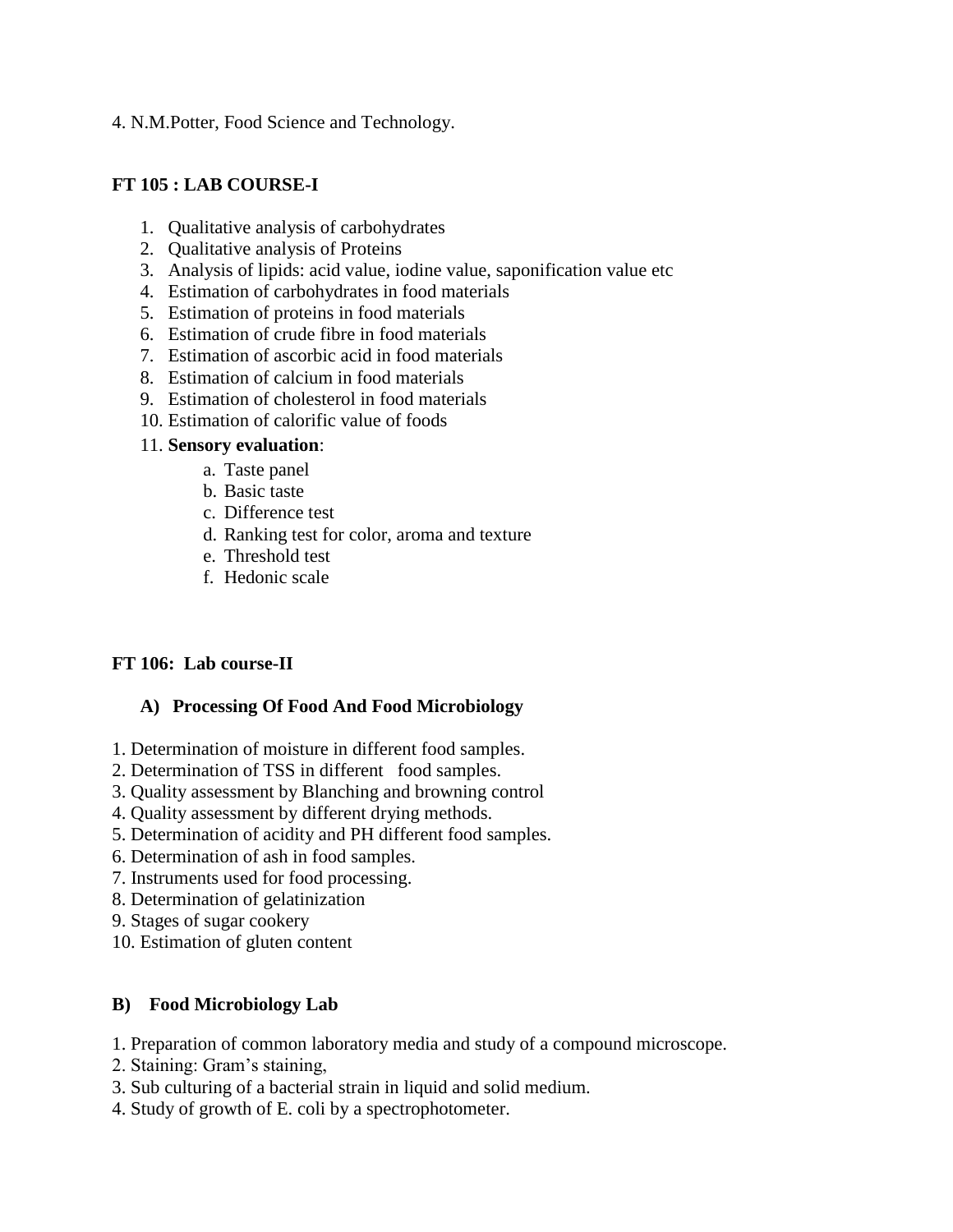4. N.M.Potter, Food Science and Technology.

## FT 105 : LAB COURSE-I

1. Qualitative analysis of carbohydrates
2. Qualitative analysis of Proteins
3. Analysis of lipids: acid value, iodine value, saponification value etc
4. Estimation of carbohydrates in food materials
5. Estimation of proteins in food materials
6. Estimation of crude fibre in food materials
7. Estimation of ascorbic acid in food materials
8. Estimation of calcium in food materials
9. Estimation of cholesterol in food materials
10. Estimation of calorific value of foods
11. **Sensory evaluation**:
    a. Taste panel
    b. Basic taste
    c. Difference test
    d. Ranking test for color, aroma and texture
    e. Threshold test
    f. Hedonic scale

## FT 106: Lab course-II

### A) Processing Of Food And Food Microbiology

1. Determination of moisture in different food samples.
2. Determination of TSS in different food samples.
3. Quality assessment by Blanching and browning control
4. Quality assessment by different drying methods.
5. Determination of acidity and PH different food samples.
6. Determination of ash in food samples.
7. Instruments used for food processing.
8. Determination of gelatinization
9. Stages of sugar cookery
10. Estimation of gluten content

### B) Food Microbiology Lab

1. Preparation of common laboratory media and study of a compound microscope.
2. Staining: Gram's staining,
3. Sub culturing of a bacterial strain in liquid and solid medium.
4. Study of growth of E. coli by a spectrophotometer.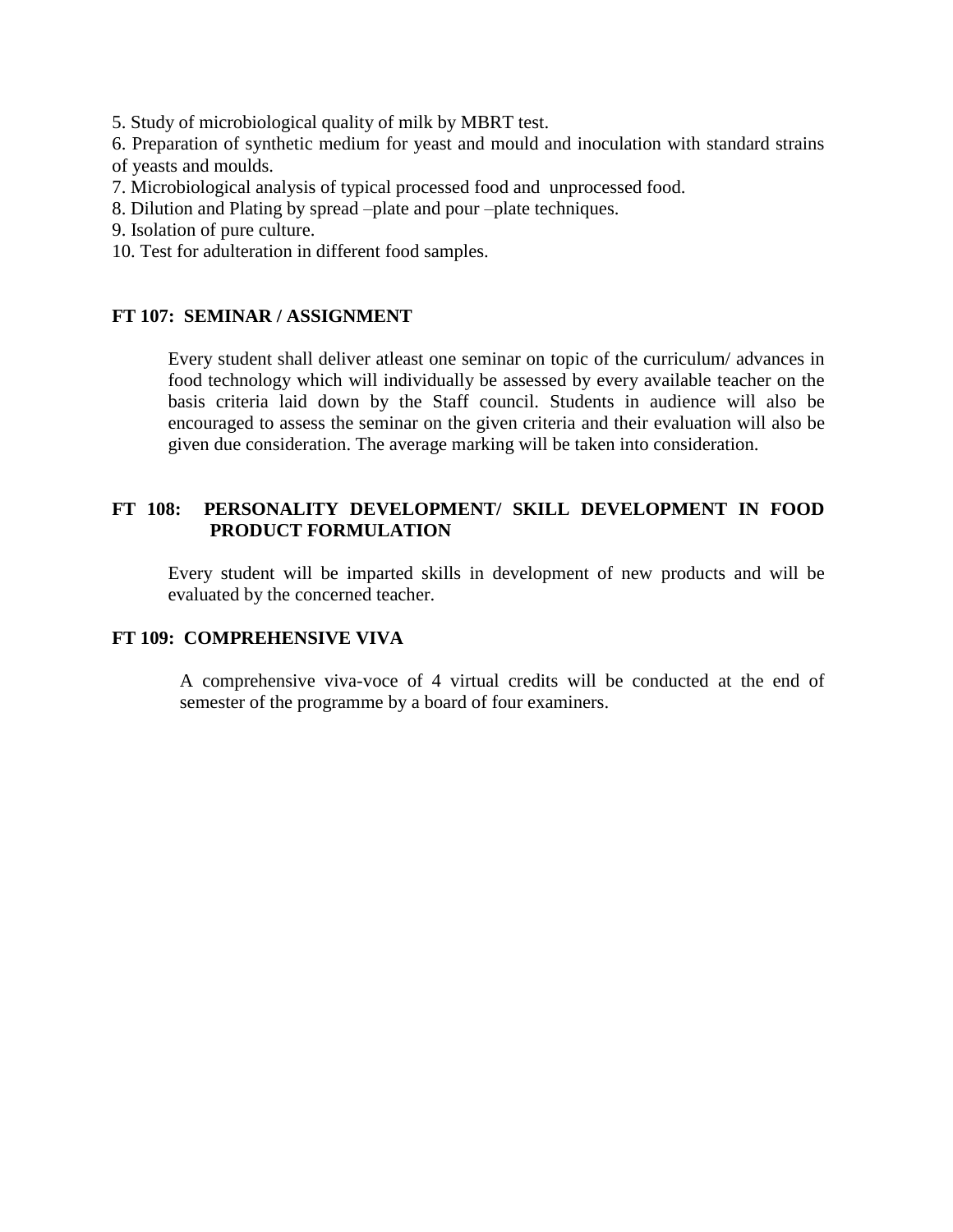5. Study of microbiological quality of milk by MBRT test.
6. Preparation of synthetic medium for yeast and mould and inoculation with standard strains of yeasts and moulds.
7. Microbiological analysis of typical processed food and unprocessed food.
8. Dilution and Plating by spread –plate and pour –plate techniques.
9. Isolation of pure culture.
10. Test for adulteration in different food samples.

### FT 107: SEMINAR / ASSIGNMENT

Every student shall deliver atleast one seminar on topic of the curriculum/ advances in food technology which will individually be assessed by every available teacher on the basis criteria laid down by the Staff council. Students in audience will also be encouraged to assess the seminar on the given criteria and their evaluation will also be given due consideration. The average marking will be taken into consideration.

### FT 108: PERSONALITY DEVELOPMENT/ SKILL DEVELOPMENT IN FOOD PRODUCT FORMULATION

Every student will be imparted skills in development of new products and will be evaluated by the concerned teacher.

### FT 109: COMPREHENSIVE VIVA

A comprehensive viva-voce of 4 virtual credits will be conducted at the end of semester of the programme by a board of four examiners.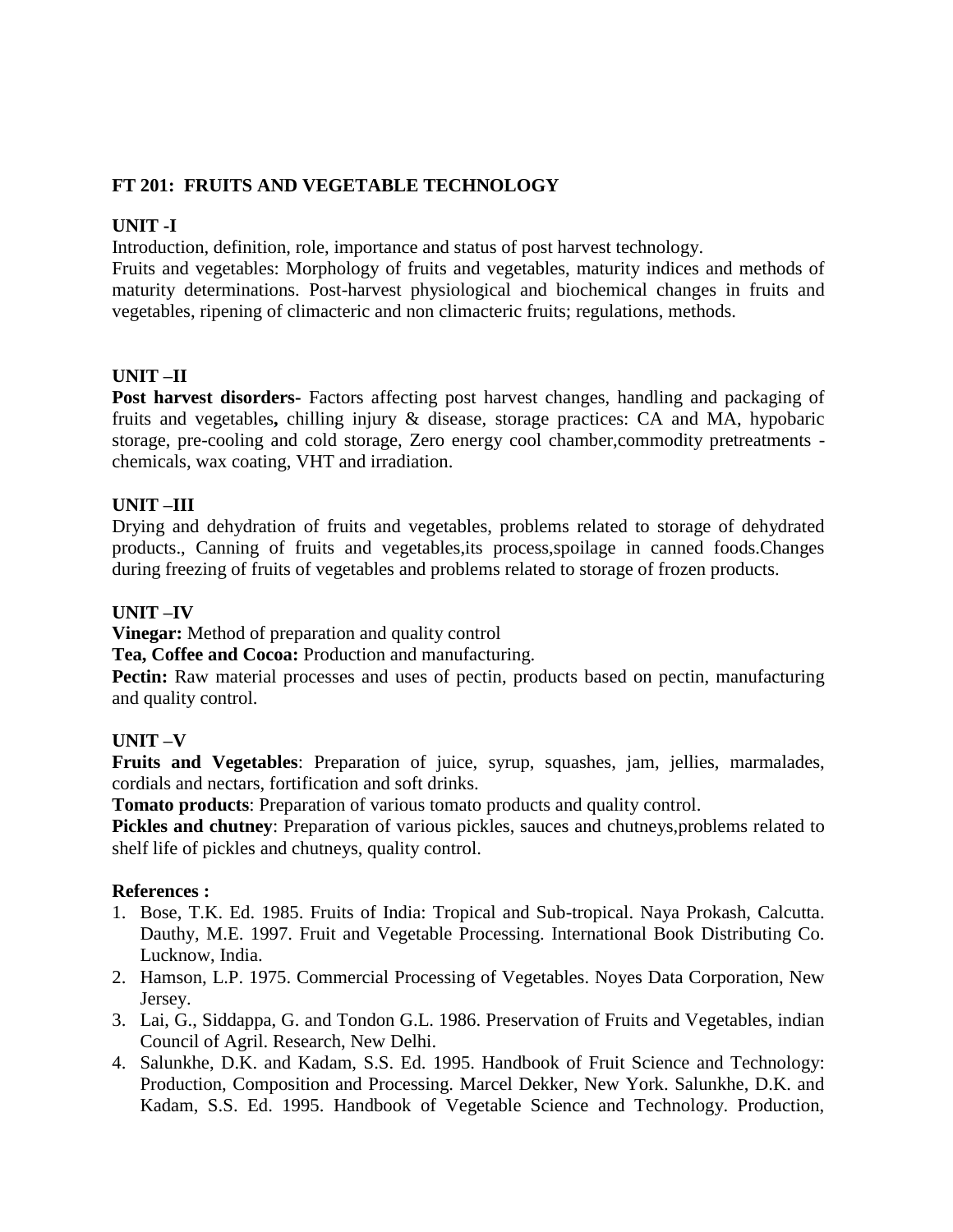**FT 201: FRUITS AND VEGETABLE TECHNOLOGY**

**UNIT -I**

Introduction, definition, role, importance and status of post harvest technology.
Fruits and vegetables: Morphology of fruits and vegetables, maturity indices and methods of maturity determinations. Post-harvest physiological and biochemical changes in fruits and vegetables, ripening of climacteric and non climacteric fruits; regulations, methods.

**UNIT –II**

**Post harvest disorders-** Factors affecting post harvest changes, handling and packaging of fruits and vegetables**,** chilling injury & disease, storage practices: CA and MA, hypobaric storage, pre-cooling and cold storage, Zero energy cool chamber,commodity pretreatments - chemicals, wax coating, VHT and irradiation.

**UNIT –III**

Drying and dehydration of fruits and vegetables, problems related to storage of dehydrated products., Canning of fruits and vegetables,its process,spoilage in canned foods.Changes during freezing of fruits of vegetables and problems related to storage of frozen products.

**UNIT –IV**

**Vinegar:** Method of preparation and quality control

**Tea, Coffee and Cocoa:** Production and manufacturing.

**Pectin:** Raw material processes and uses of pectin, products based on pectin, manufacturing and quality control.

**UNIT –V**

**Fruits and Vegetables**: Preparation of juice, syrup, squashes, jam, jellies, marmalades, cordials and nectars, fortification and soft drinks.

**Tomato products**: Preparation of various tomato products and quality control.

**Pickles and chutney**: Preparation of various pickles, sauces and chutneys,problems related to shelf life of pickles and chutneys, quality control.

**References :**

1. Bose, T.K. Ed. 1985. Fruits of India: Tropical and Sub-tropical. Naya Prokash, Calcutta. Dauthy, M.E. 1997. Fruit and Vegetable Processing. International Book Distributing Co. Lucknow, India.
2. Hamson, L.P. 1975. Commercial Processing of Vegetables. Noyes Data Corporation, New Jersey.
3. Lai, G., Siddappa, G. and Tondon G.L. 1986. Preservation of Fruits and Vegetables, indian Council of Agril. Research, New Delhi.
4. Salunkhe, D.K. and Kadam, S.S. Ed. 1995. Handbook of Fruit Science and Technology: Production, Composition and Processing. Marcel Dekker, New York. Salunkhe, D.K. and Kadam, S.S. Ed. 1995. Handbook of Vegetable Science and Technology. Production,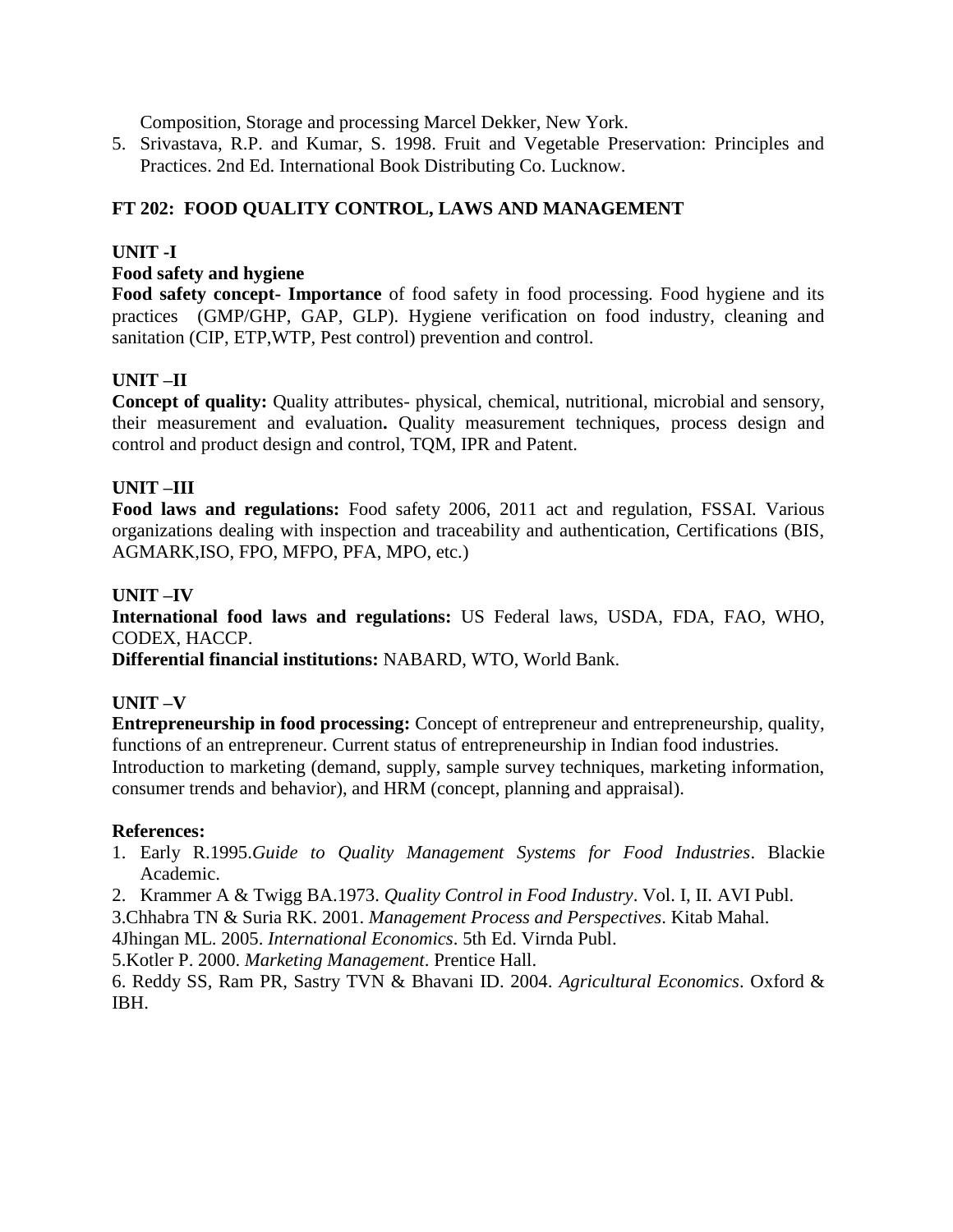Composition, Storage and processing Marcel Dekker, New York.

5. Srivastava, R.P. and Kumar, S. 1998. Fruit and Vegetable Preservation: Principles and Practices. 2nd Ed. International Book Distributing Co. Lucknow.

## FT 202: FOOD QUALITY CONTROL, LAWS AND MANAGEMENT

### UNIT -I

**Food safety and hygiene**

**Food safety concept- Importance** of food safety in food processing. Food hygiene and its practices (GMP/GHP, GAP, GLP). Hygiene verification on food industry, cleaning and sanitation (CIP, ETP,WTP, Pest control) prevention and control.

### UNIT –II

**Concept of quality:** Quality attributes- physical, chemical, nutritional, microbial and sensory, their measurement and evaluation**.** Quality measurement techniques, process design and control and product design and control, TQM, IPR and Patent.

### UNIT –III

**Food laws and regulations:** Food safety 2006, 2011 act and regulation, FSSAI. Various organizations dealing with inspection and traceability and authentication, Certifications (BIS, AGMARK,ISO, FPO, MFPO, PFA, MPO, etc.)

### UNIT –IV

**International food laws and regulations:** US Federal laws, USDA, FDA, FAO, WHO, CODEX, HACCP.

**Differential financial institutions:** NABARD, WTO, World Bank.

### UNIT –V

**Entrepreneurship in food processing:** Concept of entrepreneur and entrepreneurship, quality, functions of an entrepreneur. Current status of entrepreneurship in Indian food industries.
Introduction to marketing (demand, supply, sample survey techniques, marketing information, consumer trends and behavior), and HRM (concept, planning and appraisal).

**References:**

1. Early R.1995.*Guide to Quality Management Systems for Food Industries*. Blackie Academic.
2. Krammer A & Twigg BA.1973. *Quality Control in Food Industry*. Vol. I, II. AVI Publ.

3.Chhabra TN & Suria RK. 2001. *Management Process and Perspectives*. Kitab Mahal.

4Jhingan ML. 2005. *International Economics*. 5th Ed. Virnda Publ.

5.Kotler P. 2000. *Marketing Management*. Prentice Hall.

6. Reddy SS, Ram PR, Sastry TVN & Bhavani ID. 2004. *Agricultural Economics*. Oxford & IBH.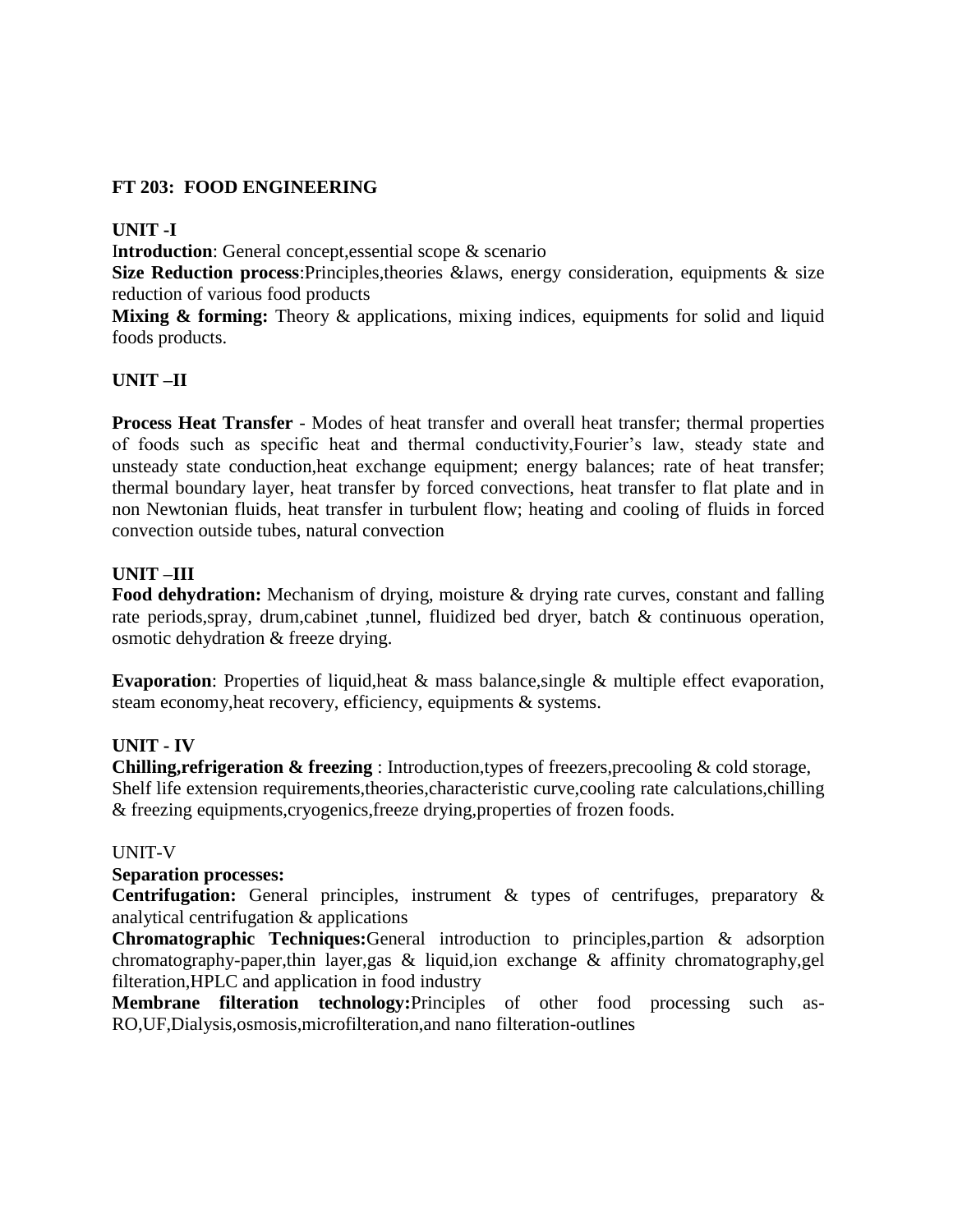## FT 203: FOOD ENGINEERING

### UNIT -I

**Introduction**: General concept,essential scope & scenario

**Size Reduction process**:Principles,theories &laws, energy consideration, equipments & size reduction of various food products

**Mixing & forming:** Theory & applications, mixing indices, equipments for solid and liquid foods products.

### UNIT –II

**Process Heat Transfer** - Modes of heat transfer and overall heat transfer; thermal properties of foods such as specific heat and thermal conductivity,Fourier's law, steady state and unsteady state conduction,heat exchange equipment; energy balances; rate of heat transfer; thermal boundary layer, heat transfer by forced convections, heat transfer to flat plate and in non Newtonian fluids, heat transfer in turbulent flow; heating and cooling of fluids in forced convection outside tubes, natural convection

### UNIT –III

**Food dehydration:** Mechanism of drying, moisture & drying rate curves, constant and falling rate periods,spray, drum,cabinet ,tunnel, fluidized bed dryer, batch & continuous operation, osmotic dehydration & freeze drying.

**Evaporation**: Properties of liquid,heat & mass balance,single & multiple effect evaporation, steam economy,heat recovery, efficiency, equipments & systems.

### UNIT - IV

**Chilling,refrigeration & freezing** : Introduction,types of freezers,precooling & cold storage, Shelf life extension requirements,theories,characteristic curve,cooling rate calculations,chilling & freezing equipments,cryogenics,freeze drying,properties of frozen foods.

### UNIT-V

**Separation processes:**

**Centrifugation:** General principles, instrument & types of centrifuges, preparatory & analytical centrifugation & applications

**Chromatographic Techniques:**General introduction to principles,partion & adsorption chromatography-paper,thin layer,gas & liquid,ion exchange & affinity chromatography,gel filteration,HPLC and application in food industry

**Membrane filteration technology:**Principles of other food processing such as-RO,UF,Dialysis,osmosis,microfilteration,and nano filteration-outlines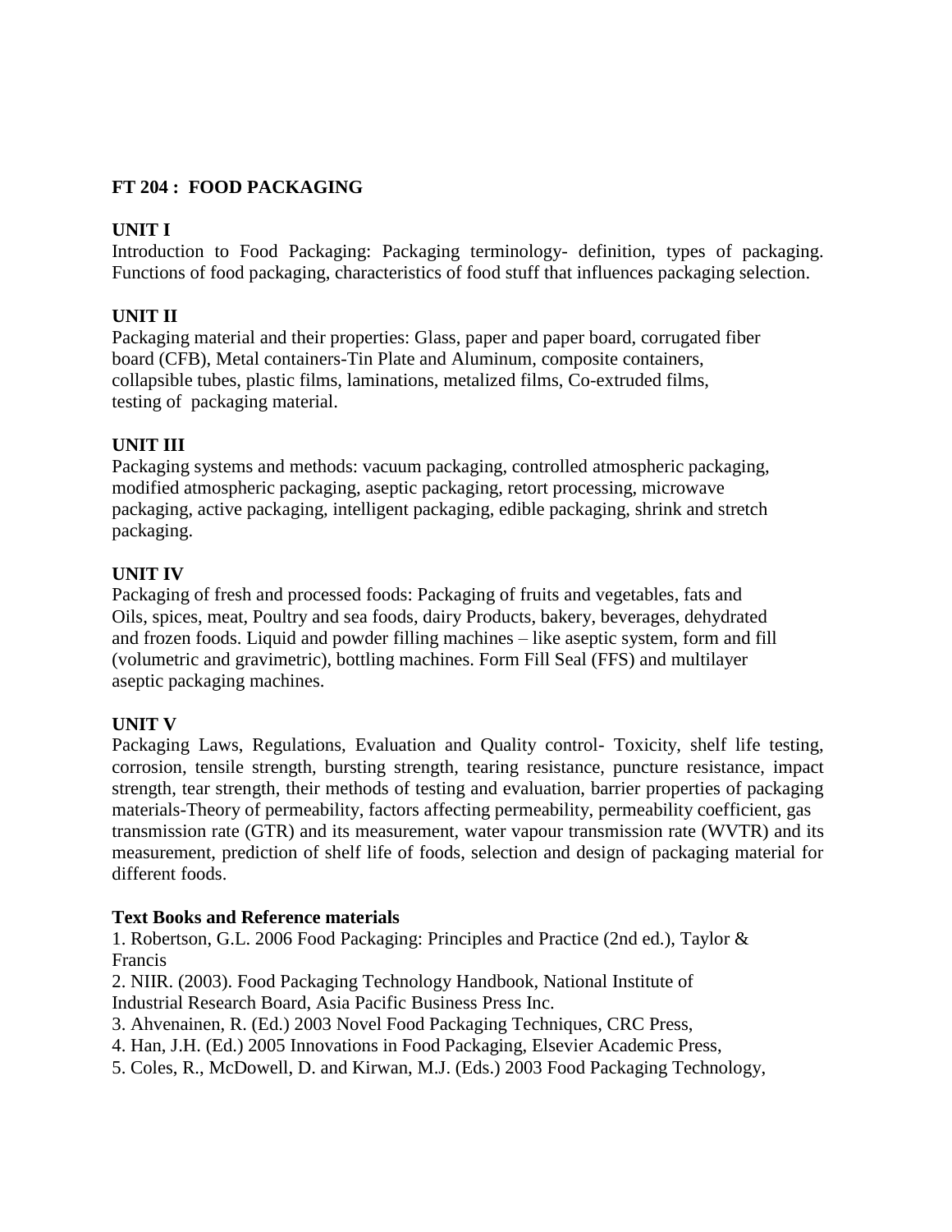## FT 204 : FOOD PACKAGING

### UNIT I

Introduction to Food Packaging: Packaging terminology- definition, types of packaging. Functions of food packaging, characteristics of food stuff that influences packaging selection.

### UNIT II

Packaging material and their properties: Glass, paper and paper board, corrugated fiber board (CFB), Metal containers-Tin Plate and Aluminum, composite containers, collapsible tubes, plastic films, laminations, metalized films, Co-extruded films, testing of packaging material.

### UNIT III

Packaging systems and methods: vacuum packaging, controlled atmospheric packaging, modified atmospheric packaging, aseptic packaging, retort processing, microwave packaging, active packaging, intelligent packaging, edible packaging, shrink and stretch packaging.

### UNIT IV

Packaging of fresh and processed foods: Packaging of fruits and vegetables, fats and Oils, spices, meat, Poultry and sea foods, dairy Products, bakery, beverages, dehydrated and frozen foods. Liquid and powder filling machines – like aseptic system, form and fill (volumetric and gravimetric), bottling machines. Form Fill Seal (FFS) and multilayer aseptic packaging machines.

### UNIT V

Packaging Laws, Regulations, Evaluation and Quality control- Toxicity, shelf life testing, corrosion, tensile strength, bursting strength, tearing resistance, puncture resistance, impact strength, tear strength, their methods of testing and evaluation, barrier properties of packaging materials-Theory of permeability, factors affecting permeability, permeability coefficient, gas transmission rate (GTR) and its measurement, water vapour transmission rate (WVTR) and its measurement, prediction of shelf life of foods, selection and design of packaging material for different foods.

**Text Books and Reference materials**

1. Robertson, G.L. 2006 Food Packaging: Principles and Practice (2nd ed.), Taylor & Francis
2. NIIR. (2003). Food Packaging Technology Handbook, National Institute of Industrial Research Board, Asia Pacific Business Press Inc.
3. Ahvenainen, R. (Ed.) 2003 Novel Food Packaging Techniques, CRC Press,
4. Han, J.H. (Ed.) 2005 Innovations in Food Packaging, Elsevier Academic Press,
5. Coles, R., McDowell, D. and Kirwan, M.J. (Eds.) 2003 Food Packaging Technology,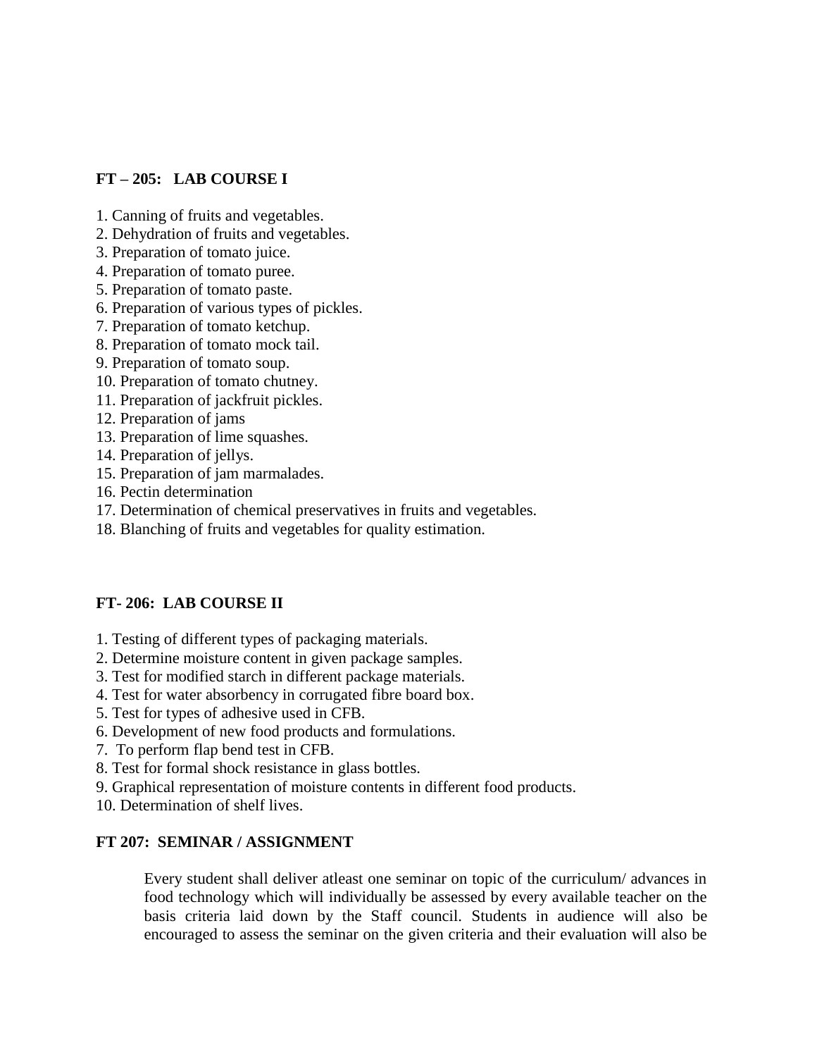## FT – 205: LAB COURSE I

1. Canning of fruits and vegetables.
2. Dehydration of fruits and vegetables.
3. Preparation of tomato juice.
4. Preparation of tomato puree.
5. Preparation of tomato paste.
6. Preparation of various types of pickles.
7. Preparation of tomato ketchup.
8. Preparation of tomato mock tail.
9. Preparation of tomato soup.
10. Preparation of tomato chutney.
11. Preparation of jackfruit pickles.
12. Preparation of jams
13. Preparation of lime squashes.
14. Preparation of jellys.
15. Preparation of jam marmalades.
16. Pectin determination
17. Determination of chemical preservatives in fruits and vegetables.
18. Blanching of fruits and vegetables for quality estimation.

## FT- 206: LAB COURSE II

1. Testing of different types of packaging materials.
2. Determine moisture content in given package samples.
3. Test for modified starch in different package materials.
4. Test for water absorbency in corrugated fibre board box.
5. Test for types of adhesive used in CFB.
6. Development of new food products and formulations.
7. To perform flap bend test in CFB.
8. Test for formal shock resistance in glass bottles.
9. Graphical representation of moisture contents in different food products.
10. Determination of shelf lives.

## FT 207: SEMINAR / ASSIGNMENT

Every student shall deliver atleast one seminar on topic of the curriculum/ advances in food technology which will individually be assessed by every available teacher on the basis criteria laid down by the Staff council. Students in audience will also be encouraged to assess the seminar on the given criteria and their evaluation will also be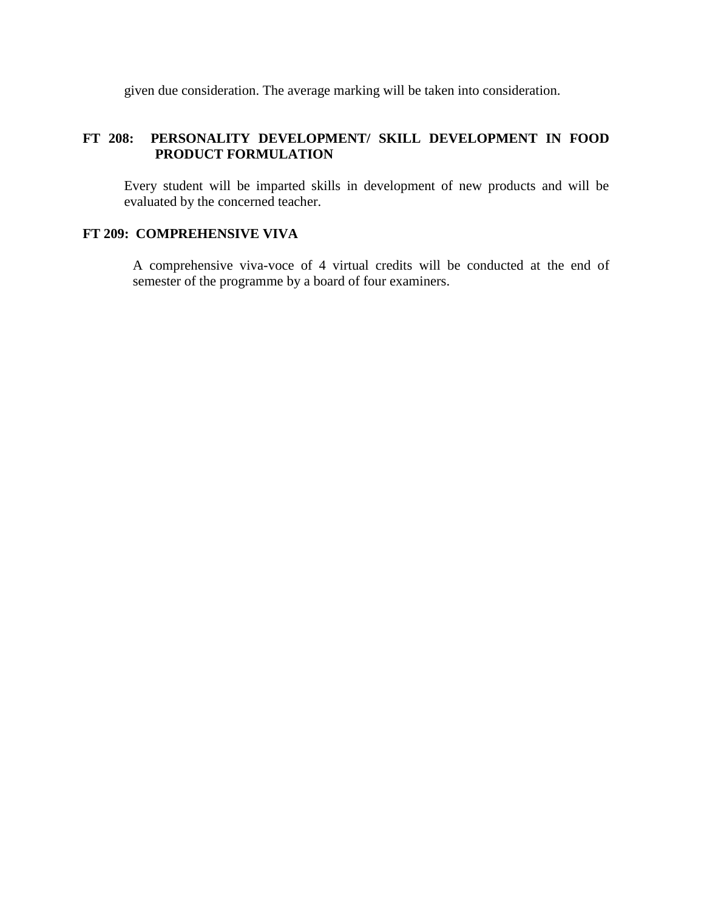given due consideration. The average marking will be taken into consideration.

**FT 208: PERSONALITY DEVELOPMENT/ SKILL DEVELOPMENT IN FOOD PRODUCT FORMULATION**

Every student will be imparted skills in development of new products and will be evaluated by the concerned teacher.

**FT 209: COMPREHENSIVE VIVA**

A comprehensive viva-voce of 4 virtual credits will be conducted at the end of semester of the programme by a board of four examiners.